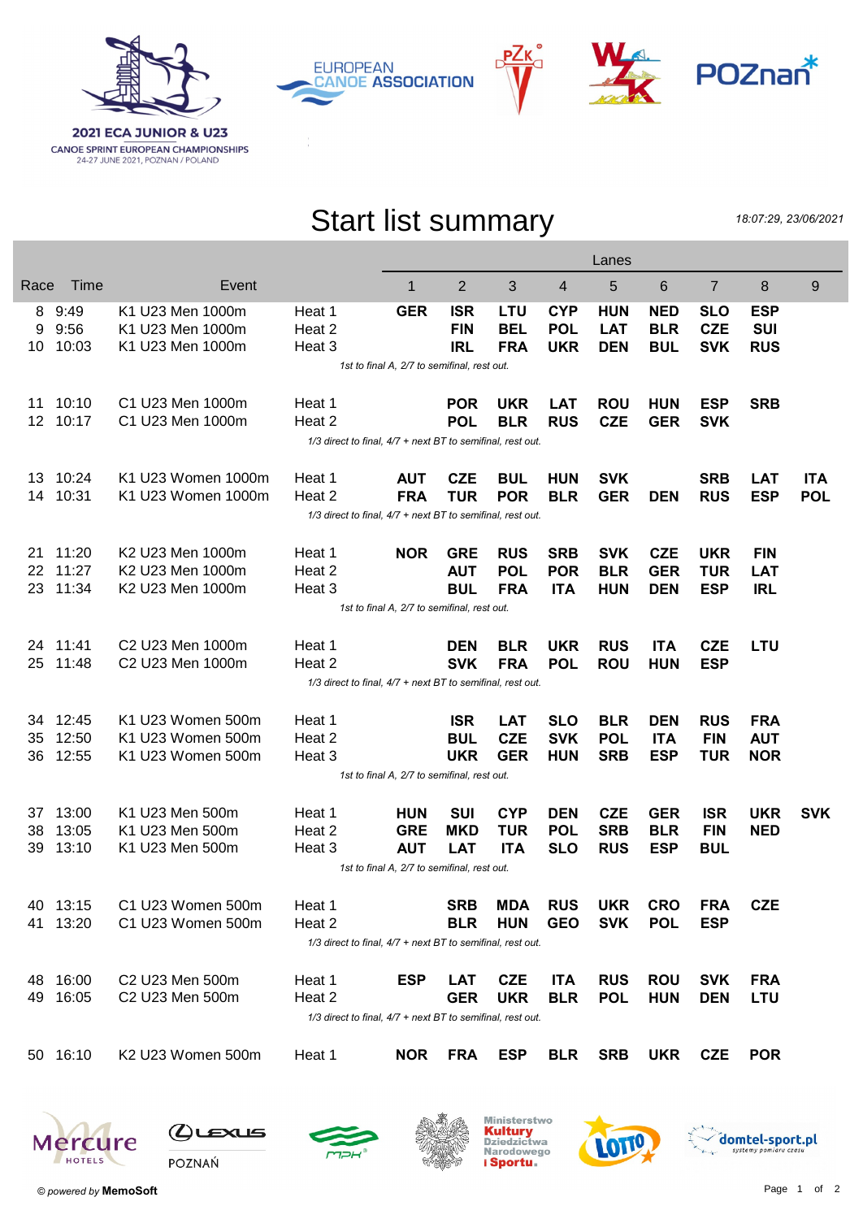**2021 ECA JUNIOR & U23**
CANOE SPRINT EUROPEAN CHAMPIONSHIPS
24-27 JUNE 2021, POZNAN / POLAND

EUROPEAN CANOE ASSOCIATION

# Start list summary

*18:07:29, 23/06/2021*

| Race | Time | Event | | Lanes 1 | 2 | 3 | 4 | 5 | 6 | 7 | 8 | 9 |
|---|---|---|---|---|---|---|---|---|---|---|---|---|
| 8 | 9:49 | K1 U23 Men 1000m | Heat 1 | **GER** | **ISR** | **LTU** | **CYP** | **HUN** | **NED** | **SLO** | **ESP** | |
| 9 | 9:56 | K1 U23 Men 1000m | Heat 2 | | **FIN** | **BEL** | **POL** | **LAT** | **BLR** | **CZE** | **SUI** | |
| 10 | 10:03 | K1 U23 Men 1000m | Heat 3 | | **IRL** | **FRA** | **UKR** | **DEN** | **BUL** | **SVK** | **RUS** | |
| | | *1st to final A, 2/7 to semifinal, rest out.* | | | | | | | | | | |
| 11 | 10:10 | C1 U23 Men 1000m | Heat 1 | | **POR** | **UKR** | **LAT** | **ROU** | **HUN** | **ESP** | **SRB** | |
| 12 | 10:17 | C1 U23 Men 1000m | Heat 2 | | **POL** | **BLR** | **RUS** | **CZE** | **GER** | **SVK** | | |
| | | *1/3 direct to final, 4/7 + next BT to semifinal, rest out.* | | | | | | | | | | |
| 13 | 10:24 | K1 U23 Women 1000m | Heat 1 | **AUT** | **CZE** | **BUL** | **HUN** | **SVK** | | **SRB** | **LAT** | **ITA** |
| 14 | 10:31 | K1 U23 Women 1000m | Heat 2 | **FRA** | **TUR** | **POR** | **BLR** | **GER** | **DEN** | **RUS** | **ESP** | **POL** |
| | | *1/3 direct to final, 4/7 + next BT to semifinal, rest out.* | | | | | | | | | | |
| 21 | 11:20 | K2 U23 Men 1000m | Heat 1 | **NOR** | **GRE** | **RUS** | **SRB** | **SVK** | **CZE** | **UKR** | **FIN** | |
| 22 | 11:27 | K2 U23 Men 1000m | Heat 2 | | **AUT** | **POL** | **POR** | **BLR** | **GER** | **TUR** | **LAT** | |
| 23 | 11:34 | K2 U23 Men 1000m | Heat 3 | | **BUL** | **FRA** | **ITA** | **HUN** | **DEN** | **ESP** | **IRL** | |
| | | *1st to final A, 2/7 to semifinal, rest out.* | | | | | | | | | | |
| 24 | 11:41 | C2 U23 Men 1000m | Heat 1 | | **DEN** | **BLR** | **UKR** | **RUS** | **ITA** | **CZE** | **LTU** | |
| 25 | 11:48 | C2 U23 Men 1000m | Heat 2 | | **SVK** | **FRA** | **POL** | **ROU** | **HUN** | **ESP** | | |
| | | *1/3 direct to final, 4/7 + next BT to semifinal, rest out.* | | | | | | | | | | |
| 34 | 12:45 | K1 U23 Women 500m | Heat 1 | | **ISR** | **LAT** | **SLO** | **BLR** | **DEN** | **RUS** | **FRA** | |
| 35 | 12:50 | K1 U23 Women 500m | Heat 2 | | **BUL** | **CZE** | **SVK** | **POL** | **ITA** | **FIN** | **AUT** | |
| 36 | 12:55 | K1 U23 Women 500m | Heat 3 | | **UKR** | **GER** | **HUN** | **SRB** | **ESP** | **TUR** | **NOR** | |
| | | *1st to final A, 2/7 to semifinal, rest out.* | | | | | | | | | | |
| 37 | 13:00 | K1 U23 Men 500m | Heat 1 | **HUN** | **SUI** | **CYP** | **DEN** | **CZE** | **GER** | **ISR** | **UKR** | **SVK** |
| 38 | 13:05 | K1 U23 Men 500m | Heat 2 | **GRE** | **MKD** | **TUR** | **POL** | **SRB** | **BLR** | **FIN** | **NED** | |
| 39 | 13:10 | K1 U23 Men 500m | Heat 3 | **AUT** | **LAT** | **ITA** | **SLO** | **RUS** | **ESP** | **BUL** | | |
| | | *1st to final A, 2/7 to semifinal, rest out.* | | | | | | | | | | |
| 40 | 13:15 | C1 U23 Women 500m | Heat 1 | | **SRB** | **MDA** | **RUS** | **UKR** | **CRO** | **FRA** | **CZE** | |
| 41 | 13:20 | C1 U23 Women 500m | Heat 2 | | **BLR** | **HUN** | **GEO** | **SVK** | **POL** | **ESP** | | |
| | | *1/3 direct to final, 4/7 + next BT to semifinal, rest out.* | | | | | | | | | | |
| 48 | 16:00 | C2 U23 Men 500m | Heat 1 | **ESP** | **LAT** | **CZE** | **ITA** | **RUS** | **ROU** | **SVK** | **FRA** | |
| 49 | 16:05 | C2 U23 Men 500m | Heat 2 | | **GER** | **UKR** | **BLR** | **POL** | **HUN** | **DEN** | **LTU** | |
| | | *1/3 direct to final, 4/7 + next BT to semifinal, rest out.* | | | | | | | | | | |
| 50 | 16:10 | K2 U23 Women 500m | Heat 1 | **NOR** | **FRA** | **ESP** | **BLR** | **SRB** | **UKR** | **CZE** | **POR** | |

*© powered by* **MemoSoft**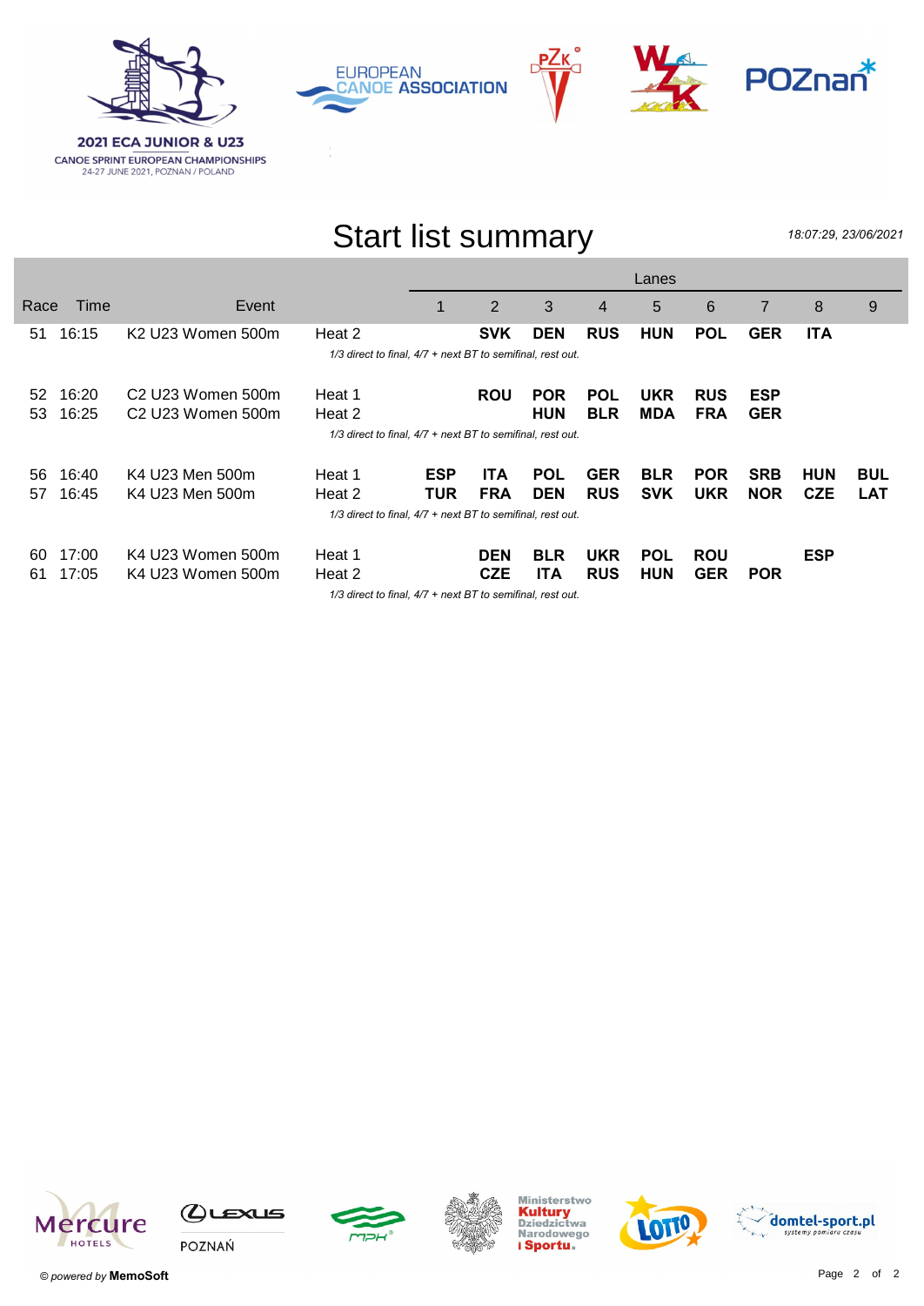# Start list summary

*18:07:29, 23/06/2021*

| Race | Time | Event | | Lanes 1 | 2 | 3 | 4 | 5 | 6 | 7 | 8 | 9 |
|---|---|---|---|---|---|---|---|---|---|---|---|---|
| 51 | 16:15 | K2 U23 Women 500m | Heat 2 | | **SVK** | **DEN** | **RUS** | **HUN** | **POL** | **GER** | **ITA** | |
| | | | *1/3 direct to final, 4/7 + next BT to semifinal, rest out.* | | | | | | | | | |
| 52 | 16:20 | C2 U23 Women 500m | Heat 1 | | **ROU** | **POR** | **POL** | **UKR** | **RUS** | **ESP** | | |
| 53 | 16:25 | C2 U23 Women 500m | Heat 2 | | | **HUN** | **BLR** | **MDA** | **FRA** | **GER** | | |
| | | | *1/3 direct to final, 4/7 + next BT to semifinal, rest out.* | | | | | | | | | |
| 56 | 16:40 | K4 U23 Men 500m | Heat 1 | **ESP** | **ITA** | **POL** | **GER** | **BLR** | **POR** | **SRB** | **HUN** | **BUL** |
| 57 | 16:45 | K4 U23 Men 500m | Heat 2 | **TUR** | **FRA** | **DEN** | **RUS** | **SVK** | **UKR** | **NOR** | **CZE** | **LAT** |
| | | | *1/3 direct to final, 4/7 + next BT to semifinal, rest out.* | | | | | | | | | |
| 60 | 17:00 | K4 U23 Women 500m | Heat 1 | | **DEN** | **BLR** | **UKR** | **POL** | **ROU** | | **ESP** | |
| 61 | 17:05 | K4 U23 Women 500m | Heat 2 | | **CZE** | **ITA** | **RUS** | **HUN** | **GER** | **POR** | | |
| | | | *1/3 direct to final, 4/7 + next BT to semifinal, rest out.* | | | | | | | | | |